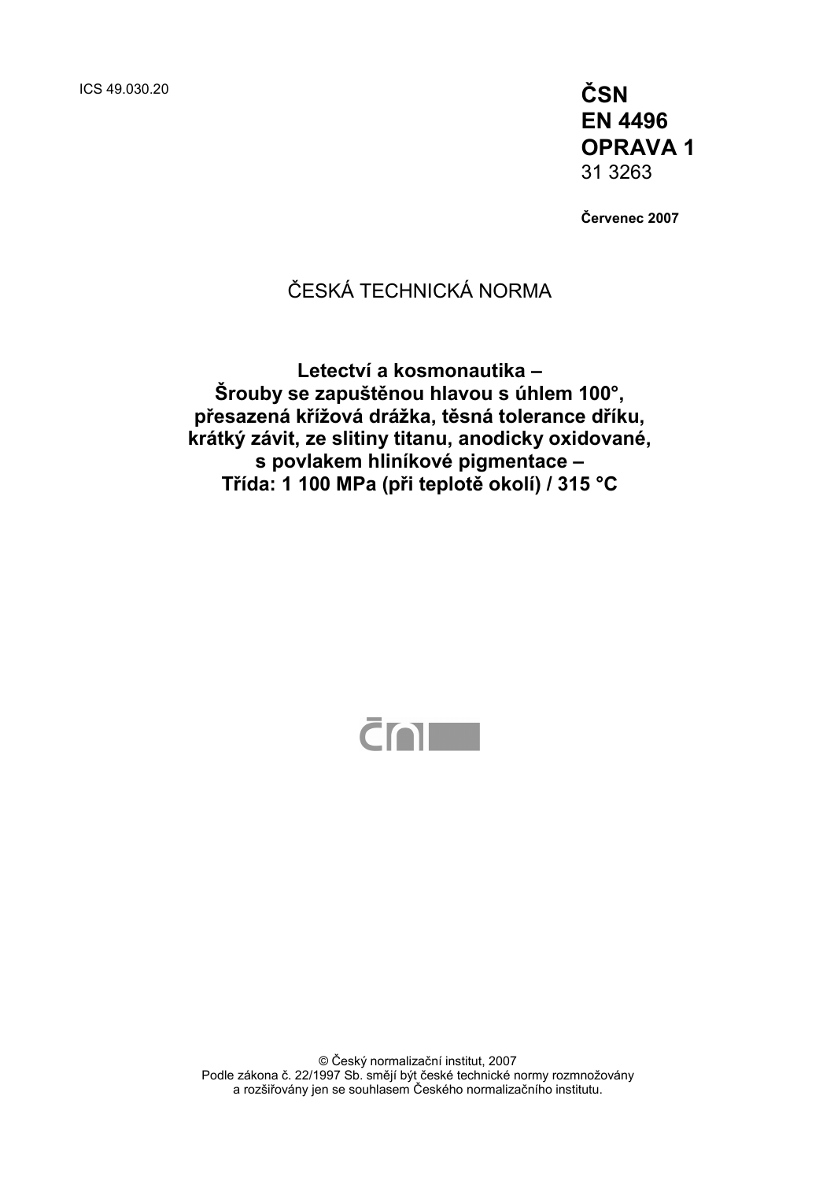ICS 49.030.20

**ČSN**
**EN 4496**
**OPRAVA 1**
31 3263

**Červenec 2007**

ČESKÁ TECHNICKÁ NORMA

# Letectví a kosmonautika – Šrouby se zapuštěnou hlavou s úhlem 100°, přesazená křížová drážka, těsná tolerance dříku, krátký závit, ze slitiny titanu, anodicky oxidované, s povlakem hliníkové pigmentace – Třída: 1 100 MPa (při teplotě okolí) / 315 °C

© Český normalizační institut, 2007
Podle zákona č. 22/1997 Sb. smějí být české technické normy rozmnožovány a rozšiřovány jen se souhlasem Českého normalizačního institutu.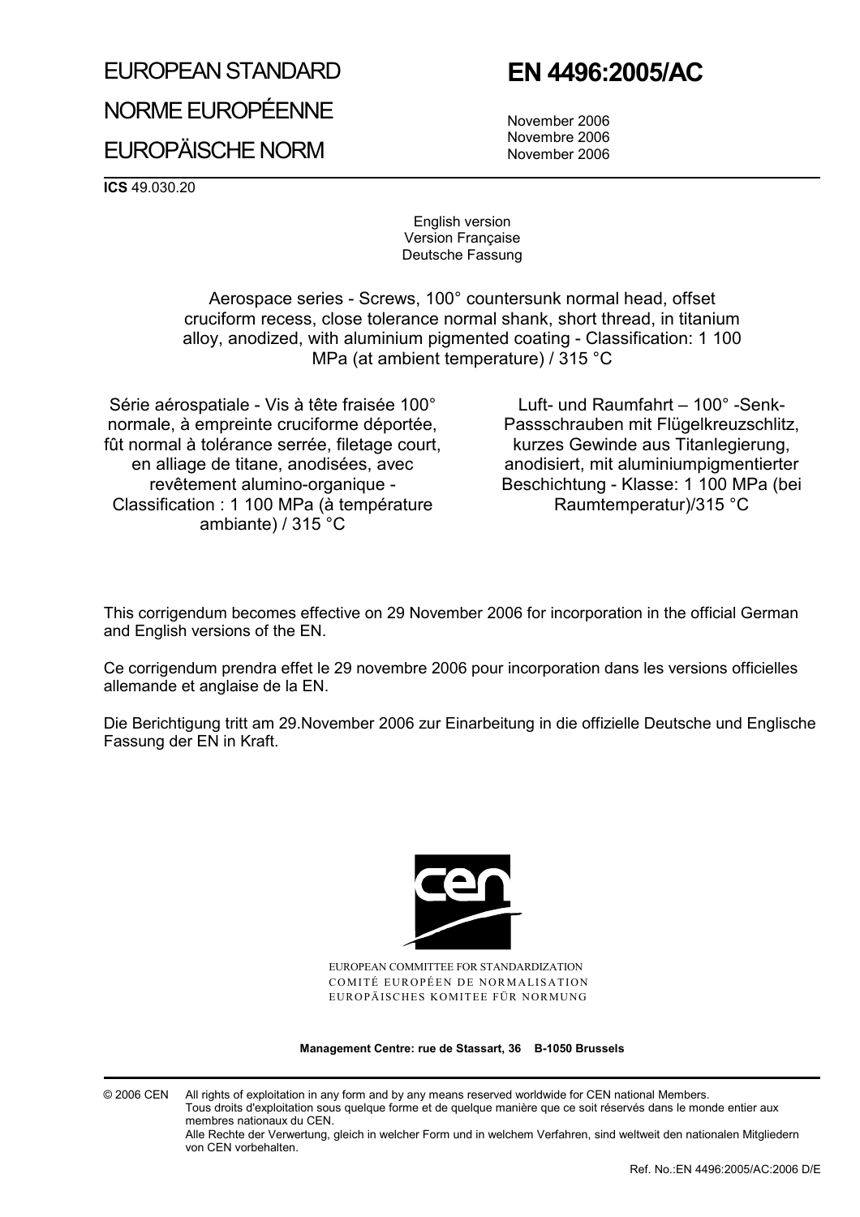# EUROPEAN STANDARD

# NORME EUROPÉENNE

# EUROPÄISCHE NORM

# EN 4496:2005/AC

November 2006
Novembre 2006
November 2006

**ICS** 49.030.20

English version
Version Française
Deutsche Fassung

Aerospace series - Screws, 100° countersunk normal head, offset cruciform recess, close tolerance normal shank, short thread, in titanium alloy, anodized, with aluminium pigmented coating - Classification: 1 100 MPa (at ambient temperature) / 315 °C

Série aérospatiale - Vis à tête fraisée 100° normale, à empreinte cruciforme déportée, fût normal à tolérance serrée, filetage court, en alliage de titane, anodisées, avec revêtement alumino-organique - Classification : 1 100 MPa (à température ambiante) / 315 °C

Luft- und Raumfahrt – 100° -Senk-Passschrauben mit Flügelkreuzschlitz, kurzes Gewinde aus Titanlegierung, anodisiert, mit aluminiumpigmentierter Beschichtung - Klasse: 1 100 MPa (bei Raumtemperatur)/315 °C

This corrigendum becomes effective on 29 November 2006 for incorporation in the official German and English versions of the EN.

Ce corrigendum prendra effet le 29 novembre 2006 pour incorporation dans les versions officielles allemande et anglaise de la EN.

Die Berichtigung tritt am 29.November 2006 zur Einarbeitung in die offizielle Deutsche und Englische Fassung der EN in Kraft.

EUROPEAN COMMITTEE FOR STANDARDIZATION
COMITÉ EUROPÉEN DE NORMALISATION
EUROPÄISCHES KOMITEE FÜR NORMUNG

**Management Centre: rue de Stassart, 36 B-1050 Brussels**

© 2006 CEN All rights of exploitation in any form and by any means reserved worldwide for CEN national Members.
Tous droits d'exploitation sous quelque forme et de quelque manière que ce soit réservés dans le monde entier aux membres nationaux du CEN.
Alle Rechte der Verwertung, gleich in welcher Form und in welchem Verfahren, sind weltweit den nationalen Mitgliedern von CEN vorbehalten.

Ref. No.:EN 4496:2005/AC:2006 D/E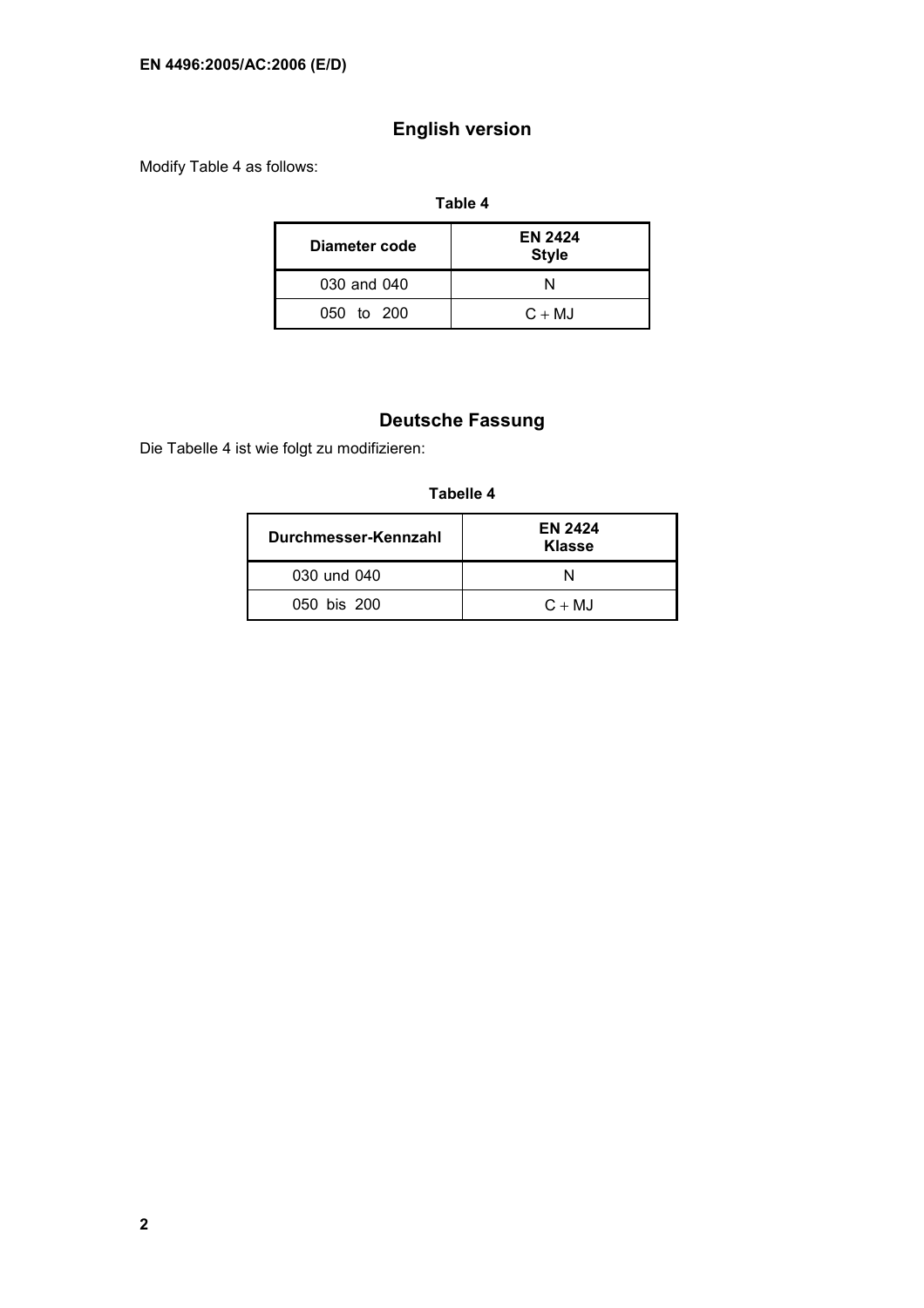## English version

Modify Table 4 as follows:

**Table 4**

| Diameter code | EN 2424 Style |
|---|---|
| 030 and 040 | N |
| 050 to 200 | C + MJ |

## Deutsche Fassung

Die Tabelle 4 ist wie folgt zu modifizieren:

**Tabelle 4**

| Durchmesser-Kennzahl | EN 2424 Klasse |
|---|---|
| 030 und 040 | N |
| 050 bis 200 | C + MJ |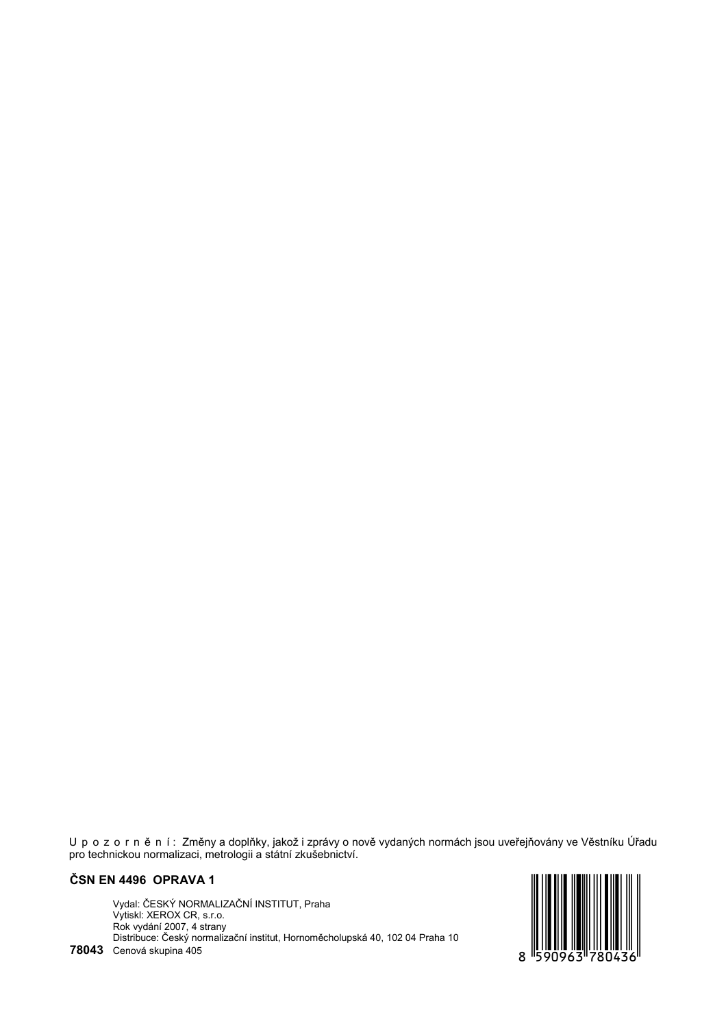U p o z o r n ě n í : Změny a doplňky, jakož i zprávy o nově vydaných normách jsou uveřejňovány ve Věstníku Úřadu pro technickou normalizaci, metrologii a státní zkušebnictví.

**ČSN EN 4496 OPRAVA 1**

Vydal: ČESKÝ NORMALIZAČNÍ INSTITUT, Praha
Vytiskl: XEROX CR, s.r.o.
Rok vydání 2007, 4 strany
Distribuce: Český normalizační institut, Hornoměcholupská 40, 102 04 Praha 10

**78043** Cenová skupina 405

8 590963 780436